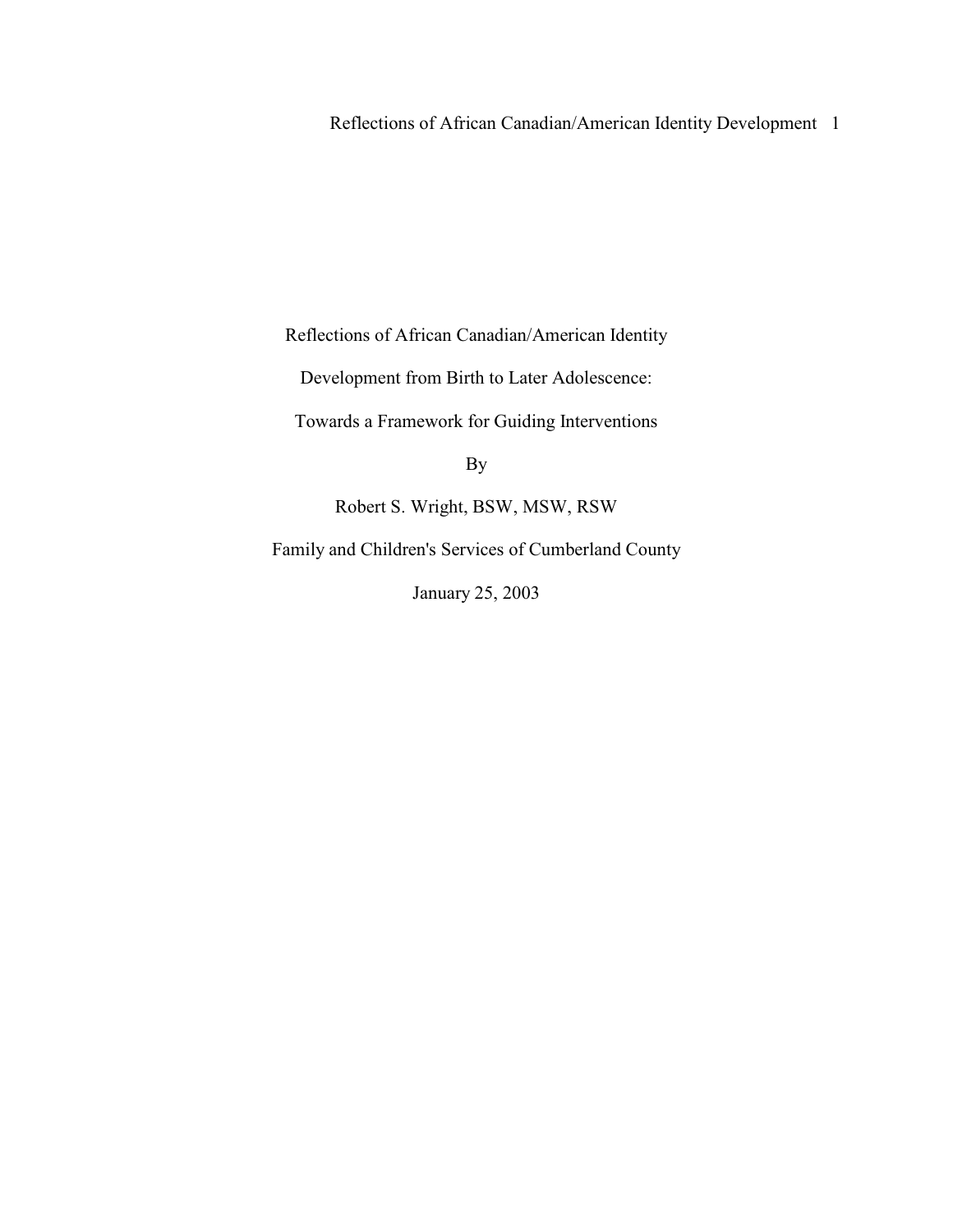# Reflections of African Canadian/American Identity Development from Birth to Later Adolescence: Towards a Framework for Guiding Interventions

By

Robert S. Wright, BSW, MSW, RSW

Family and Children's Services of Cumberland County

January 25, 2003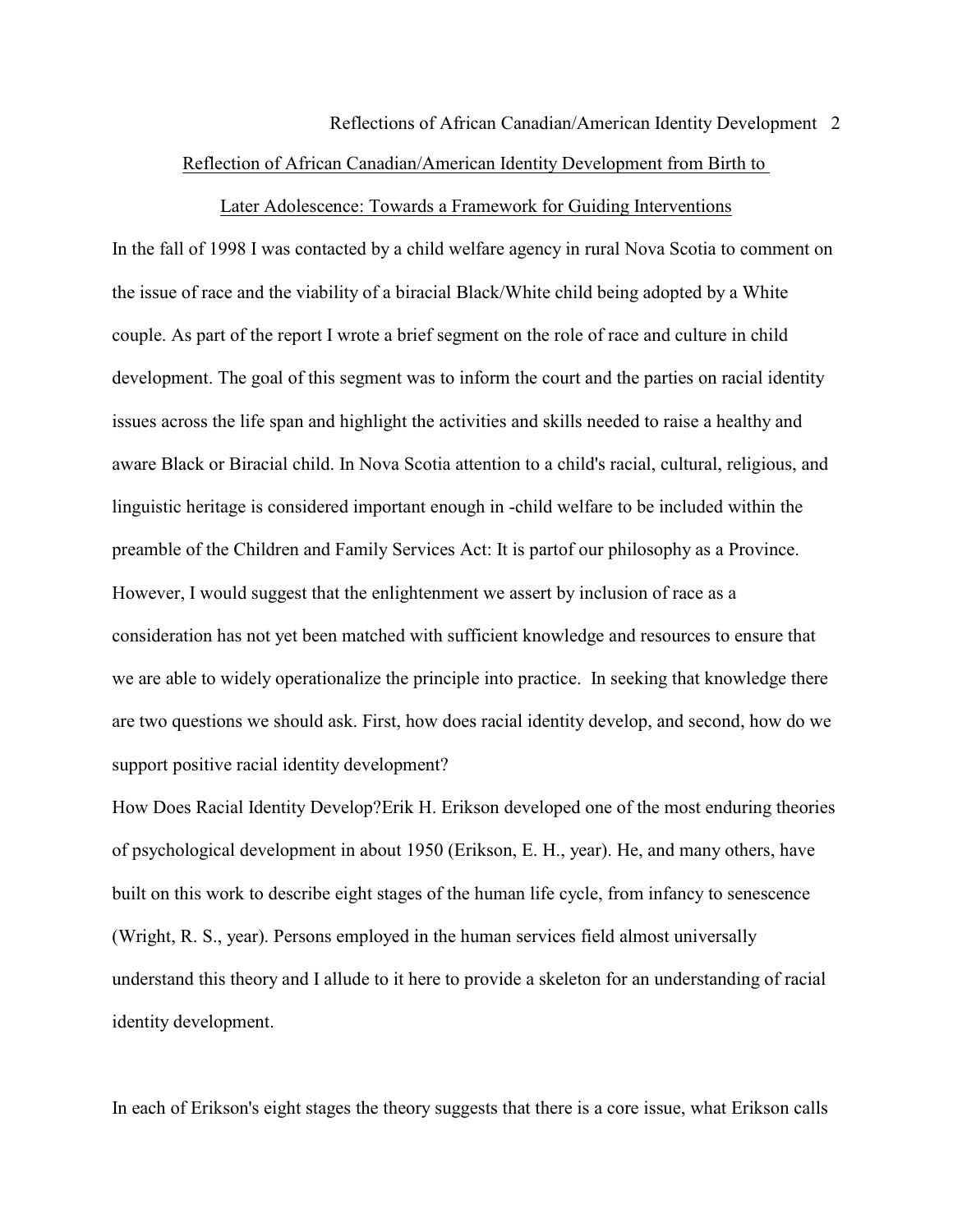## Reflection of African Canadian/American Identity Development from Birth to Later Adolescence: Towards a Framework for Guiding Interventions

In the fall of 1998 I was contacted by a child welfare agency in rural Nova Scotia to comment on the issue of race and the viability of a biracial Black/White child being adopted by a White couple. As part of the report I wrote a brief segment on the role of race and culture in child development. The goal of this segment was to inform the court and the parties on racial identity issues across the life span and highlight the activities and skills needed to raise a healthy and aware Black or Biracial child. In Nova Scotia attention to a child's racial, cultural, religious, and linguistic heritage is considered important enough in -child welfare to be included within the preamble of the Children and Family Services Act: It is partof our philosophy as a Province. However, I would suggest that the enlightenment we assert by inclusion of race as a consideration has not yet been matched with sufficient knowledge and resources to ensure that we are able to widely operationalize the principle into practice. In seeking that knowledge there are two questions we should ask. First, how does racial identity develop, and second, how do we support positive racial identity development?

How Does Racial Identity Develop?Erik H. Erikson developed one of the most enduring theories of psychological development in about 1950 (Erikson, E. H., year). He, and many others, have built on this work to describe eight stages of the human life cycle, from infancy to senescence (Wright, R. S., year). Persons employed in the human services field almost universally understand this theory and I allude to it here to provide a skeleton for an understanding of racial identity development.

In each of Erikson's eight stages the theory suggests that there is a core issue, what Erikson calls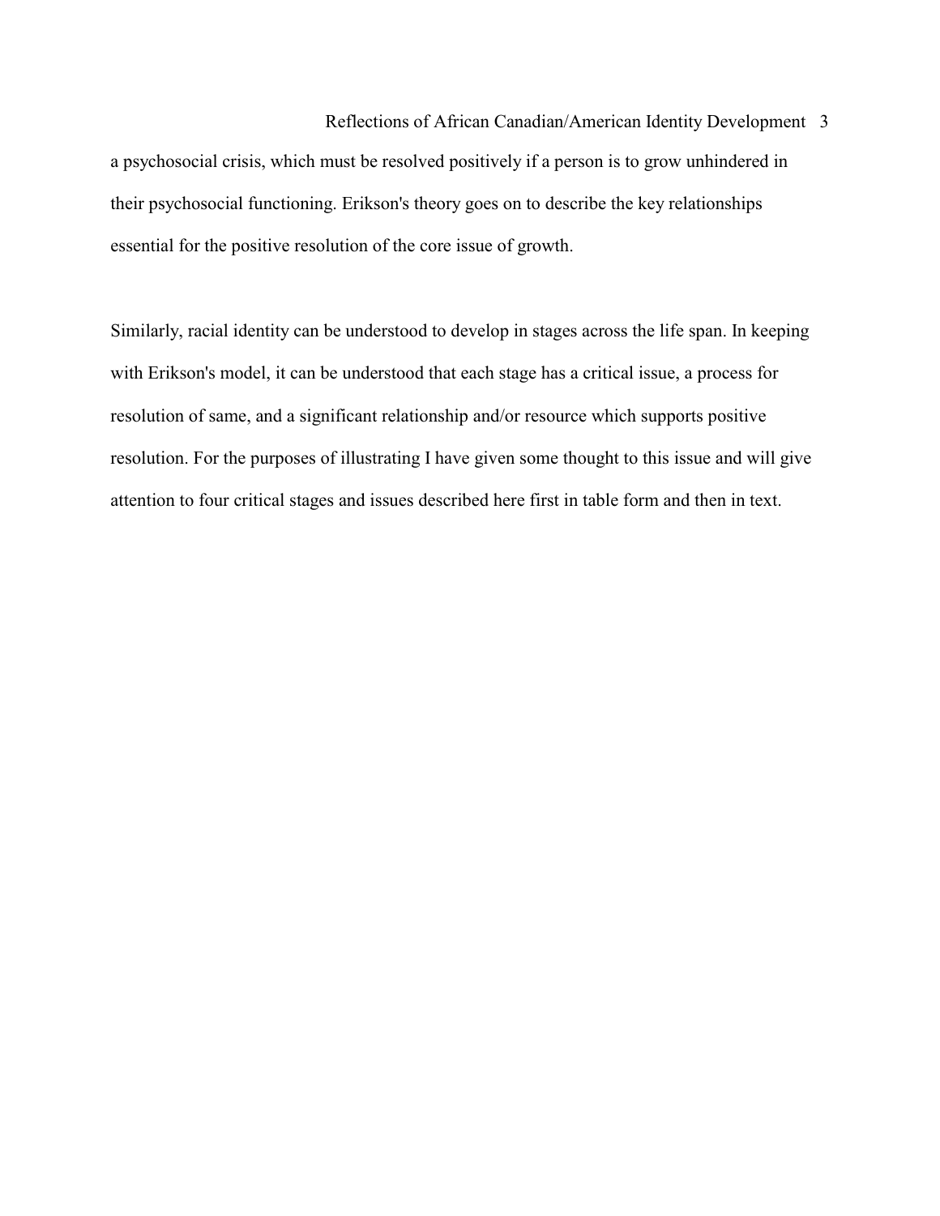a psychosocial crisis, which must be resolved positively if a person is to grow unhindered in their psychosocial functioning. Erikson's theory goes on to describe the key relationships essential for the positive resolution of the core issue of growth.

Similarly, racial identity can be understood to develop in stages across the life span. In keeping with Erikson's model, it can be understood that each stage has a critical issue, a process for resolution of same, and a significant relationship and/or resource which supports positive resolution. For the purposes of illustrating I have given some thought to this issue and will give attention to four critical stages and issues described here first in table form and then in text.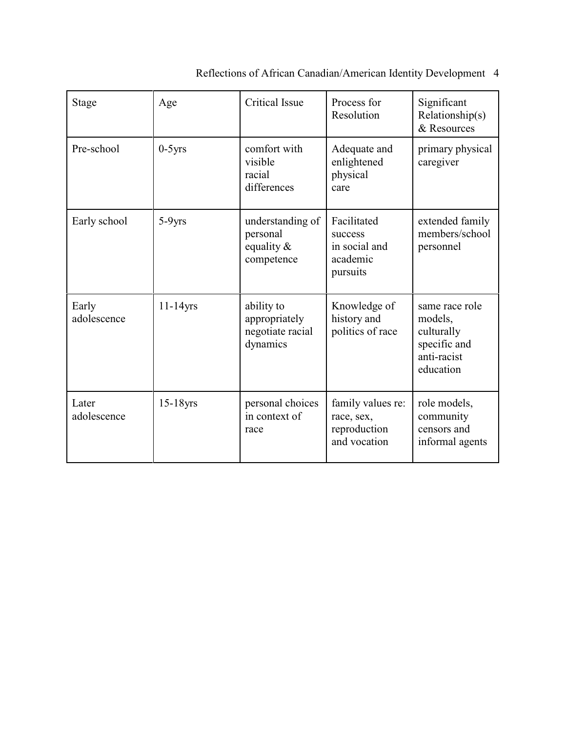| Stage | Age | Critical Issue | Process for Resolution | Significant Relationship(s) & Resources |
|---|---|---|---|---|
| Pre-school | 0-5yrs | comfort with visible racial differences | Adequate and enlightened physical care | primary physical caregiver |
| Early school | 5-9yrs | understanding of personal equality & competence | Facilitated success in social and academic pursuits | extended family members/school personnel |
| Early adolescence | 11-14yrs | ability to appropriately negotiate racial dynamics | Knowledge of history and politics of race | same race role models, culturally specific and anti-racist education |
| Later adolescence | 15-18yrs | personal choices in context of race | family values re: race, sex, reproduction and vocation | role models, community censors and informal agents |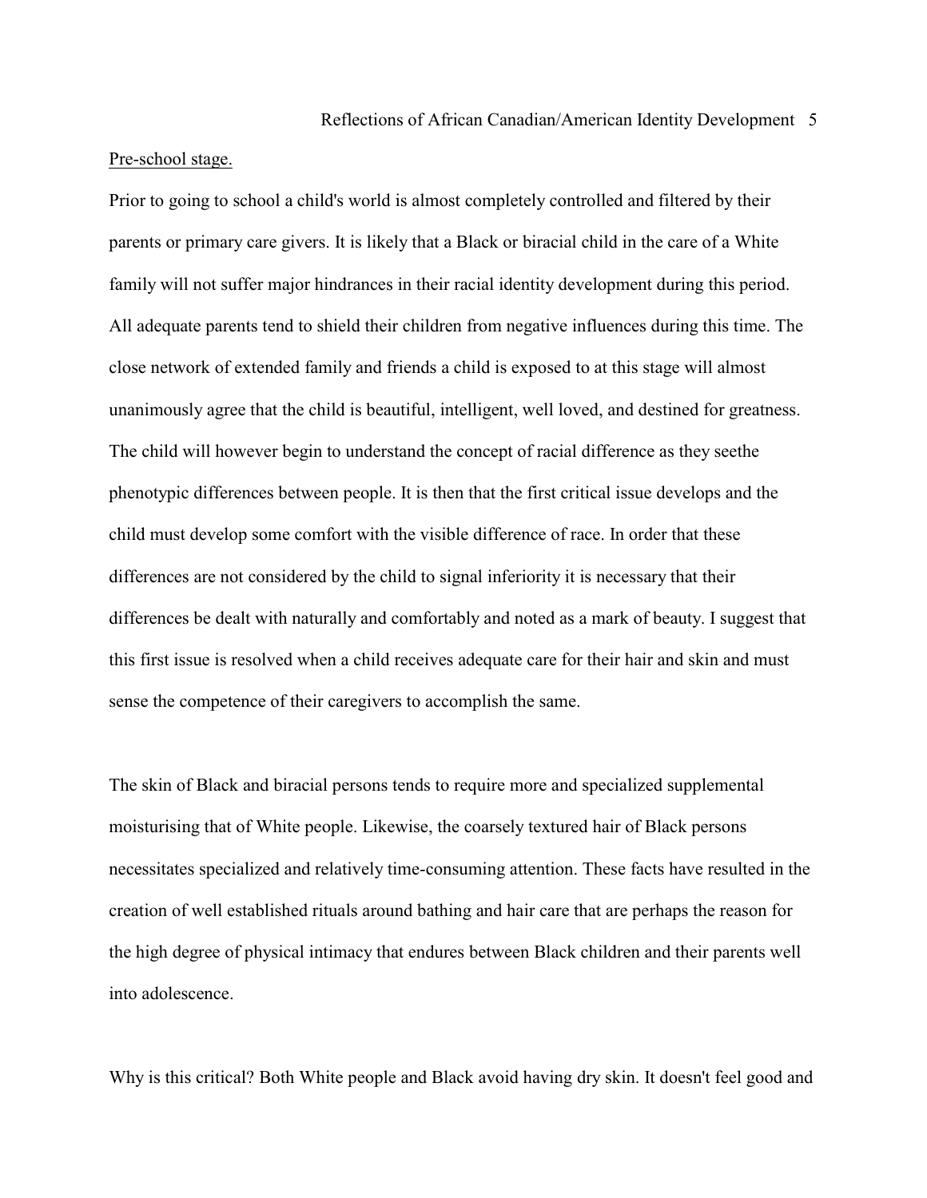Pre-school stage.

Prior to going to school a child's world is almost completely controlled and filtered by their parents or primary care givers. It is likely that a Black or biracial child in the care of a White family will not suffer major hindrances in their racial identity development during this period. All adequate parents tend to shield their children from negative influences during this time. The close network of extended family and friends a child is exposed to at this stage will almost unanimously agree that the child is beautiful, intelligent, well loved, and destined for greatness. The child will however begin to understand the concept of racial difference as they seethe phenotypic differences between people. It is then that the first critical issue develops and the child must develop some comfort with the visible difference of race. In order that these differences are not considered by the child to signal inferiority it is necessary that their differences be dealt with naturally and comfortably and noted as a mark of beauty. I suggest that this first issue is resolved when a child receives adequate care for their hair and skin and must sense the competence of their caregivers to accomplish the same.

The skin of Black and biracial persons tends to require more and specialized supplemental moisturising that of White people. Likewise, the coarsely textured hair of Black persons necessitates specialized and relatively time-consuming attention. These facts have resulted in the creation of well established rituals around bathing and hair care that are perhaps the reason for the high degree of physical intimacy that endures between Black children and their parents well into adolescence.

Why is this critical? Both White people and Black avoid having dry skin. It doesn't feel good and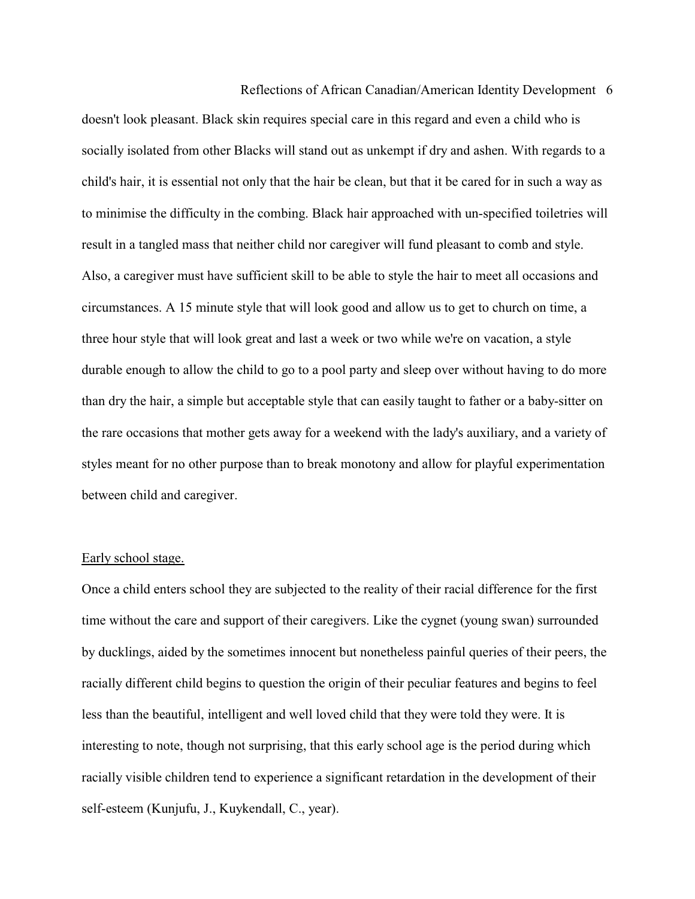doesn't look pleasant. Black skin requires special care in this regard and even a child who is socially isolated from other Blacks will stand out as unkempt if dry and ashen. With regards to a child's hair, it is essential not only that the hair be clean, but that it be cared for in such a way as to minimise the difficulty in the combing. Black hair approached with un-specified toiletries will result in a tangled mass that neither child nor caregiver will fund pleasant to comb and style. Also, a caregiver must have sufficient skill to be able to style the hair to meet all occasions and circumstances. A 15 minute style that will look good and allow us to get to church on time, a three hour style that will look great and last a week or two while we're on vacation, a style durable enough to allow the child to go to a pool party and sleep over without having to do more than dry the hair, a simple but acceptable style that can easily taught to father or a baby-sitter on the rare occasions that mother gets away for a weekend with the lady's auxiliary, and a variety of styles meant for no other purpose than to break monotony and allow for playful experimentation between child and caregiver.

<u>Early school stage.</u>

Once a child enters school they are subjected to the reality of their racial difference for the first time without the care and support of their caregivers. Like the cygnet (young swan) surrounded by ducklings, aided by the sometimes innocent but nonetheless painful queries of their peers, the racially different child begins to question the origin of their peculiar features and begins to feel less than the beautiful, intelligent and well loved child that they were told they were. It is interesting to note, though not surprising, that this early school age is the period during which racially visible children tend to experience a significant retardation in the development of their self-esteem (Kunjufu, J., Kuykendall, C., year).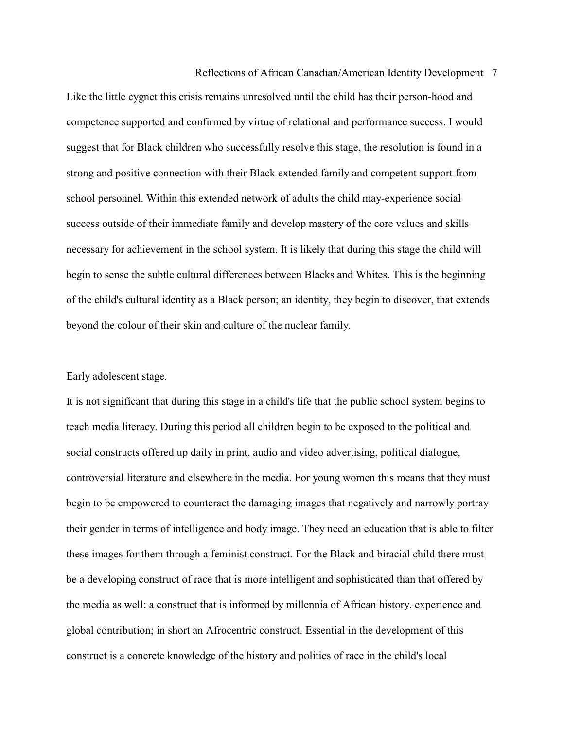Like the little cygnet this crisis remains unresolved until the child has their person-hood and competence supported and confirmed by virtue of relational and performance success. I would suggest that for Black children who successfully resolve this stage, the resolution is found in a strong and positive connection with their Black extended family and competent support from school personnel. Within this extended network of adults the child may-experience social success outside of their immediate family and develop mastery of the core values and skills necessary for achievement in the school system. It is likely that during this stage the child will begin to sense the subtle cultural differences between Blacks and Whites. This is the beginning of the child's cultural identity as a Black person; an identity, they begin to discover, that extends beyond the colour of their skin and culture of the nuclear family.

<u>Early adolescent stage.</u>

It is not significant that during this stage in a child's life that the public school system begins to teach media literacy. During this period all children begin to be exposed to the political and social constructs offered up daily in print, audio and video advertising, political dialogue, controversial literature and elsewhere in the media. For young women this means that they must begin to be empowered to counteract the damaging images that negatively and narrowly portray their gender in terms of intelligence and body image. They need an education that is able to filter these images for them through a feminist construct. For the Black and biracial child there must be a developing construct of race that is more intelligent and sophisticated than that offered by the media as well; a construct that is informed by millennia of African history, experience and global contribution; in short an Afrocentric construct. Essential in the development of this construct is a concrete knowledge of the history and politics of race in the child's local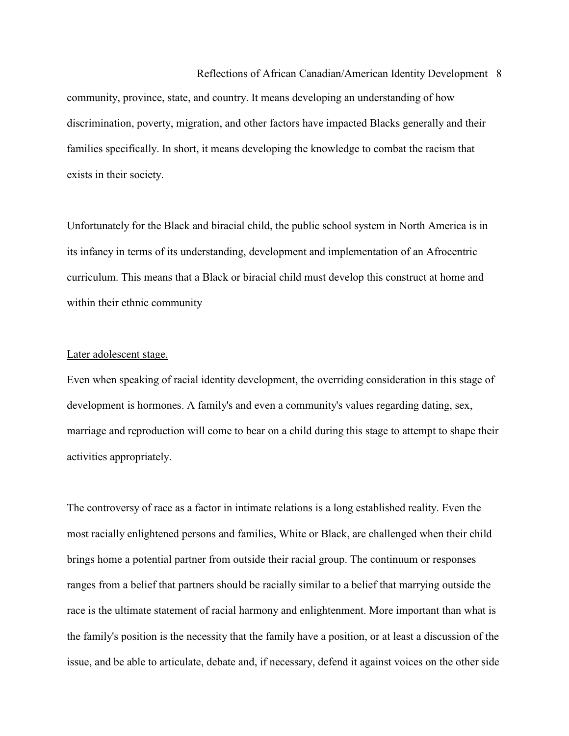community, province, state, and country. It means developing an understanding of how discrimination, poverty, migration, and other factors have impacted Blacks generally and their families specifically. In short, it means developing the knowledge to combat the racism that exists in their society.

Unfortunately for the Black and biracial child, the public school system in North America is in its infancy in terms of its understanding, development and implementation of an Afrocentric curriculum. This means that a Black or biracial child must develop this construct at home and within their ethnic community

<u>Later adolescent stage.</u>

Even when speaking of racial identity development, the overriding consideration in this stage of development is hormones. A family's and even a community's values regarding dating, sex, marriage and reproduction will come to bear on a child during this stage to attempt to shape their activities appropriately.

The controversy of race as a factor in intimate relations is a long established reality. Even the most racially enlightened persons and families, White or Black, are challenged when their child brings home a potential partner from outside their racial group. The continuum or responses ranges from a belief that partners should be racially similar to a belief that marrying outside the race is the ultimate statement of racial harmony and enlightenment. More important than what is the family's position is the necessity that the family have a position, or at least a discussion of the issue, and be able to articulate, debate and, if necessary, defend it against voices on the other side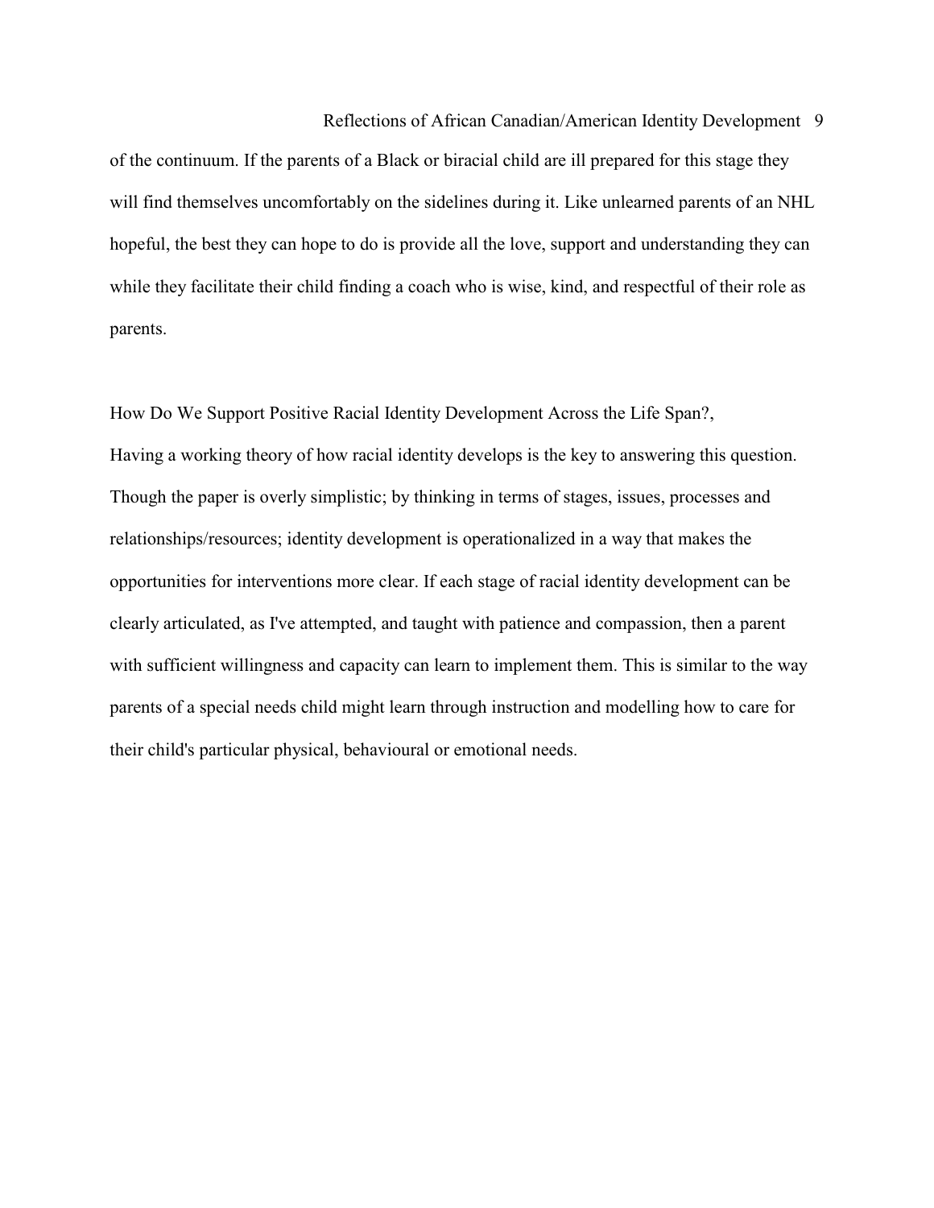of the continuum. If the parents of a Black or biracial child are ill prepared for this stage they will find themselves uncomfortably on the sidelines during it. Like unlearned parents of an NHL hopeful, the best they can hope to do is provide all the love, support and understanding they can while they facilitate their child finding a coach who is wise, kind, and respectful of their role as parents.

## How Do We Support Positive Racial Identity Development Across the Life Span?,

Having a working theory of how racial identity develops is the key to answering this question. Though the paper is overly simplistic; by thinking in terms of stages, issues, processes and relationships/resources; identity development is operationalized in a way that makes the opportunities for interventions more clear. If each stage of racial identity development can be clearly articulated, as I've attempted, and taught with patience and compassion, then a parent with sufficient willingness and capacity can learn to implement them. This is similar to the way parents of a special needs child might learn through instruction and modelling how to care for their child's particular physical, behavioural or emotional needs.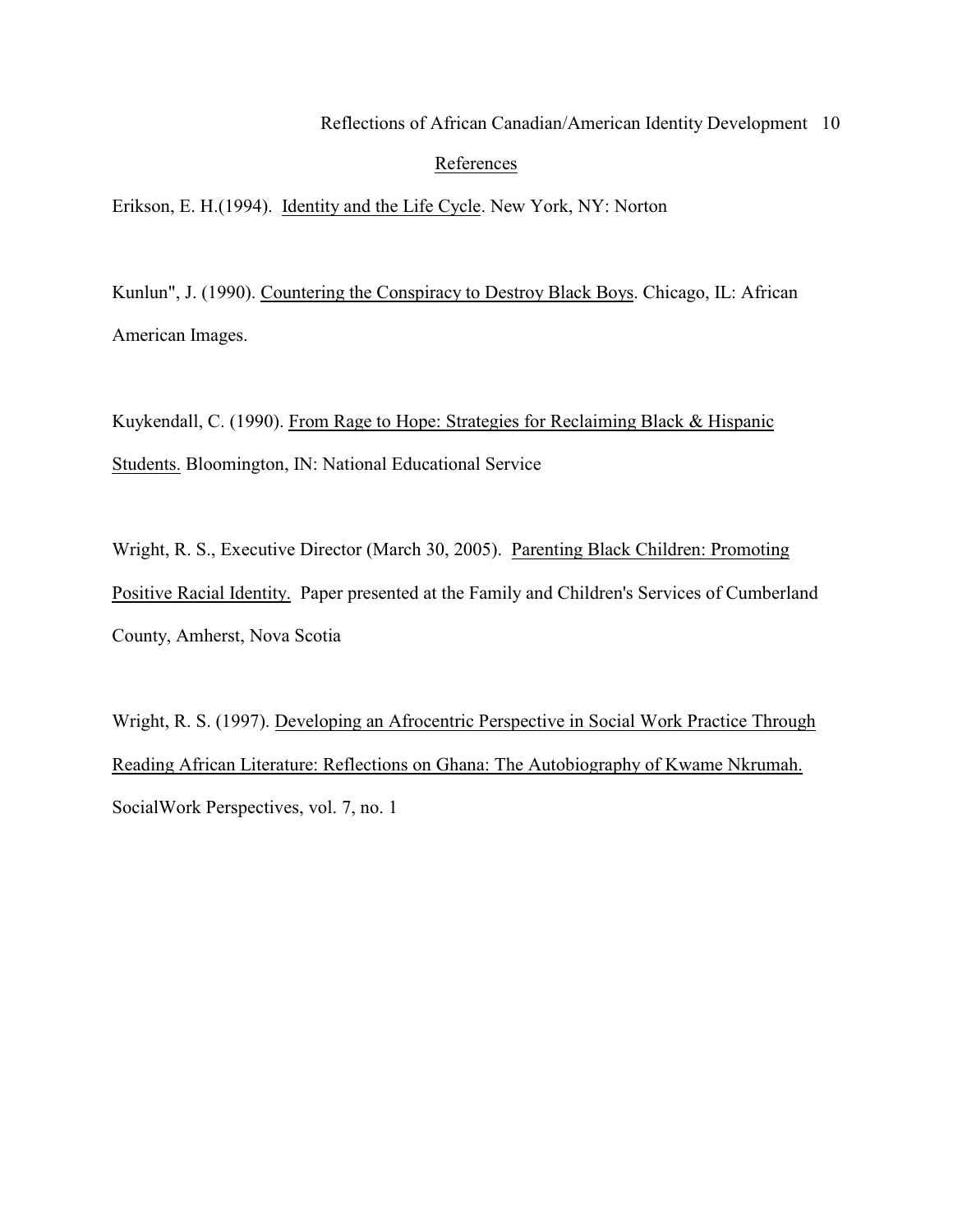## References

Erikson, E. H.(1994). Identity and the Life Cycle. New York, NY: Norton

Kunlun", J. (1990). Countering the Conspiracy to Destroy Black Boys. Chicago, IL: African American Images.

Kuykendall, C. (1990). From Rage to Hope: Strategies for Reclaiming Black & Hispanic Students. Bloomington, IN: National Educational Service

Wright, R. S., Executive Director (March 30, 2005). Parenting Black Children: Promoting Positive Racial Identity. Paper presented at the Family and Children's Services of Cumberland County, Amherst, Nova Scotia

Wright, R. S. (1997). Developing an Afrocentric Perspective in Social Work Practice Through Reading African Literature: Reflections on Ghana: The Autobiography of Kwame Nkrumah. SocialWork Perspectives, vol. 7, no. 1